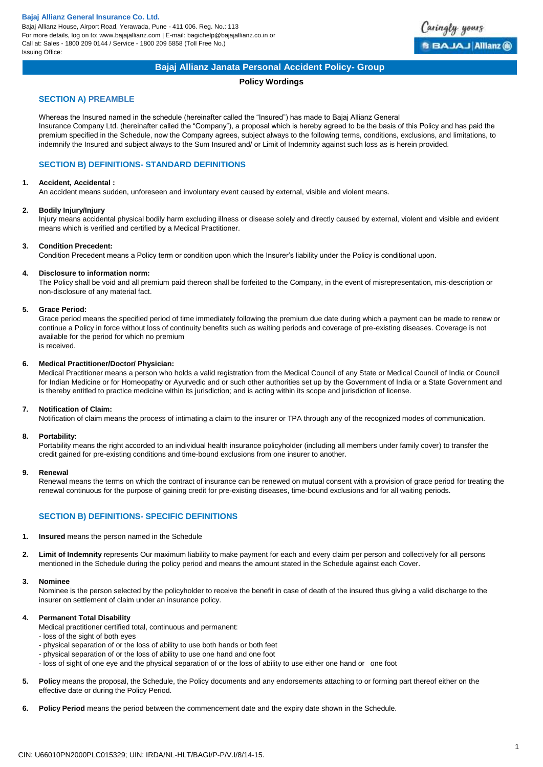**Bajaj Allianz General Insurance Co. Ltd.**
Bajaj Allianz House, Airport Road, Yerawada, Pune - 411 006. Reg. No.: 113
For more details, log on to: www.bajajallianz.com | E-mail: bagichelp@bajajallianz.co.in or
Call at: Sales - 1800 209 0144 / Service - 1800 209 5858 (Toll Free No.)
Issuing Office:

# Bajaj Allianz Janata Personal Accident Policy- Group

**Policy Wordings**

## SECTION A) PREAMBLE

Whereas the Insured named in the schedule (hereinafter called the "Insured") has made to Bajaj Allianz General Insurance Company Ltd. (hereinafter called the "Company"), a proposal which is hereby agreed to be the basis of this Policy and has paid the premium specified in the Schedule, now the Company agrees, subject always to the following terms, conditions, exclusions, and limitations, to indemnify the Insured and subject always to the Sum Insured and/ or Limit of Indemnity against such loss as is herein provided.

## SECTION B) DEFINITIONS- STANDARD DEFINITIONS

1. **Accident, Accidental :**
   An accident means sudden, unforeseen and involuntary event caused by external, visible and violent means.

2. **Bodily Injury/Injury**
   Injury means accidental physical bodily harm excluding illness or disease solely and directly caused by external, violent and visible and evident means which is verified and certified by a Medical Practitioner.

3. **Condition Precedent:**
   Condition Precedent means a Policy term or condition upon which the Insurer's liability under the Policy is conditional upon.

4. **Disclosure to information norm:**
   The Policy shall be void and all premium paid thereon shall be forfeited to the Company, in the event of misrepresentation, mis-description or non-disclosure of any material fact.

5. **Grace Period:**
   Grace period means the specified period of time immediately following the premium due date during which a payment can be made to renew or continue a Policy in force without loss of continuity benefits such as waiting periods and coverage of pre-existing diseases. Coverage is not available for the period for which no premium
   is received.

6. **Medical Practitioner/Doctor/ Physician:**
   Medical Practitioner means a person who holds a valid registration from the Medical Council of any State or Medical Council of India or Council for Indian Medicine or for Homeopathy or Ayurvedic and or such other authorities set up by the Government of India or a State Government and is thereby entitled to practice medicine within its jurisdiction; and is acting within its scope and jurisdiction of license.

7. **Notification of Claim:**
   Notification of claim means the process of intimating a claim to the insurer or TPA through any of the recognized modes of communication.

8. **Portability:**
   Portability means the right accorded to an individual health insurance policyholder (including all members under family cover) to transfer the credit gained for pre-existing conditions and time-bound exclusions from one insurer to another.

9. **Renewal**
   Renewal means the terms on which the contract of insurance can be renewed on mutual consent with a provision of grace period for treating the renewal continuous for the purpose of gaining credit for pre-existing diseases, time-bound exclusions and for all waiting periods.

## SECTION B) DEFINITIONS- SPECIFIC DEFINITIONS

1. **Insured** means the person named in the Schedule

2. **Limit of Indemnity** represents Our maximum liability to make payment for each and every claim per person and collectively for all persons mentioned in the Schedule during the policy period and means the amount stated in the Schedule against each Cover.

3. **Nominee**
   Nominee is the person selected by the policyholder to receive the benefit in case of death of the insured thus giving a valid discharge to the insurer on settlement of claim under an insurance policy.

4. **Permanent Total Disability**
   Medical practitioner certified total, continuous and permanent:
   - loss of the sight of both eyes
   - physical separation of or the loss of ability to use both hands or both feet
   - physical separation of or the loss of ability to use one hand and one foot
   - loss of sight of one eye and the physical separation of or the loss of ability to use either one hand or one foot

5. **Policy** means the proposal, the Schedule, the Policy documents and any endorsements attaching to or forming part thereof either on the effective date or during the Policy Period.

6. **Policy Period** means the period between the commencement date and the expiry date shown in the Schedule.

CIN: U66010PN2000PLC015329; UIN: IRDA/NL-HLT/BAGI/P-P/V.I/8/14-15.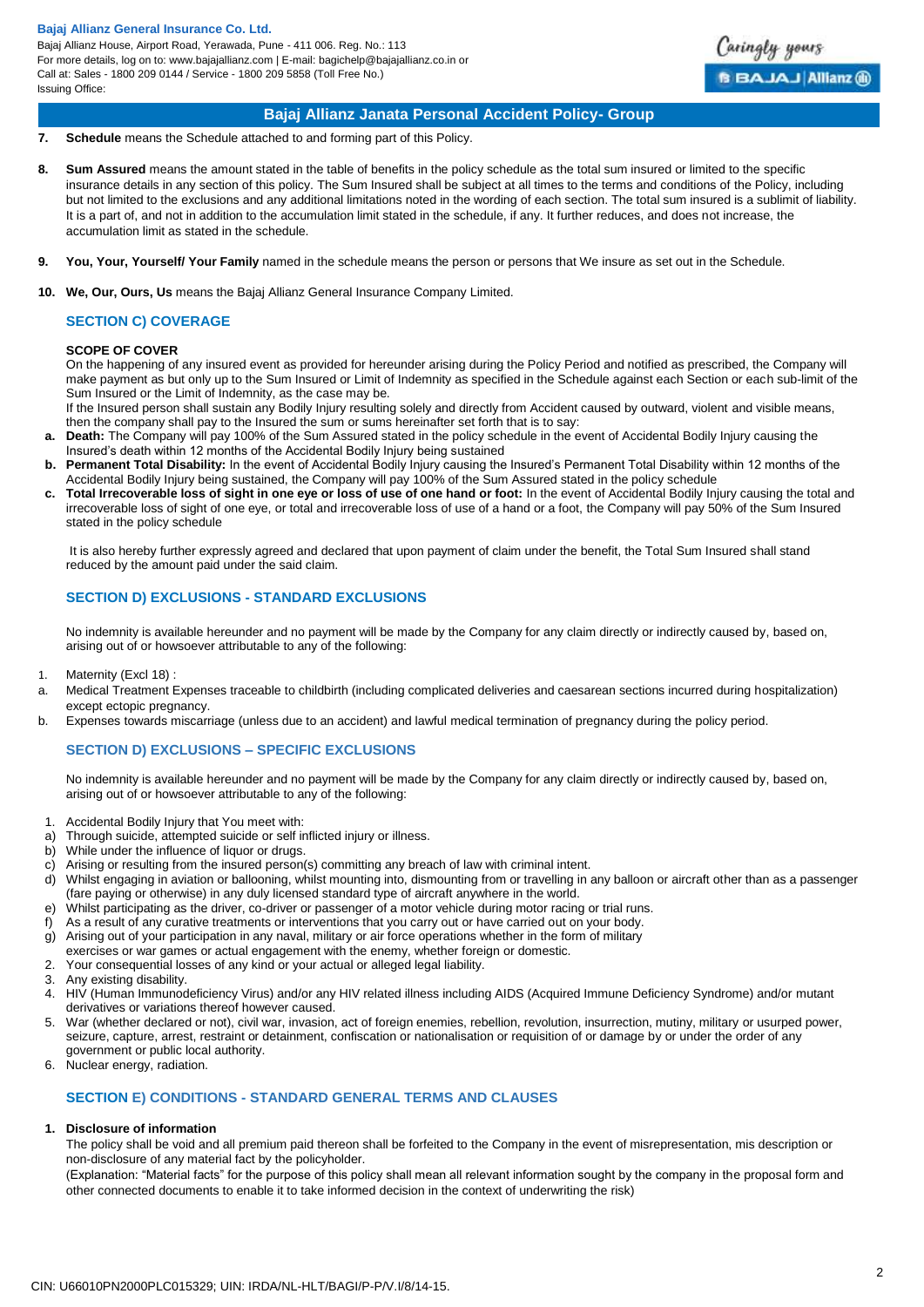7. **Schedule** means the Schedule attached to and forming part of this Policy.

8. **Sum Assured** means the amount stated in the table of benefits in the policy schedule as the total sum insured or limited to the specific insurance details in any section of this policy. The Sum Insured shall be subject at all times to the terms and conditions of the Policy, including but not limited to the exclusions and any additional limitations noted in the wording of each section. The total sum insured is a sublimit of liability. It is a part of, and not in addition to the accumulation limit stated in the schedule, if any. It further reduces, and does not increase, the accumulation limit as stated in the schedule.

9. **You, Your, Yourself/ Your Family** named in the schedule means the person or persons that We insure as set out in the Schedule.

10. **We, Our, Ours, Us** means the Bajaj Allianz General Insurance Company Limited.

## SECTION C) COVERAGE

**SCOPE OF COVER**

On the happening of any insured event as provided for hereunder arising during the Policy Period and notified as prescribed, the Company will make payment as but only up to the Sum Insured or Limit of Indemnity as specified in the Schedule against each Section or each sub-limit of the Sum Insured or the Limit of Indemnity, as the case may be.

If the Insured person shall sustain any Bodily Injury resulting solely and directly from Accident caused by outward, violent and visible means, then the company shall pay to the Insured the sum or sums hereinafter set forth that is to say:

a. **Death:** The Company will pay 100% of the Sum Assured stated in the policy schedule in the event of Accidental Bodily Injury causing the Insured's death within 12 months of the Accidental Bodily Injury being sustained
b. **Permanent Total Disability:** In the event of Accidental Bodily Injury causing the Insured's Permanent Total Disability within 12 months of the Accidental Bodily Injury being sustained, the Company will pay 100% of the Sum Assured stated in the policy schedule
c. **Total Irrecoverable loss of sight in one eye or loss of use of one hand or foot:** In the event of Accidental Bodily Injury causing the total and irrecoverable loss of sight of one eye, or total and irrecoverable loss of use of a hand or a foot, the Company will pay 50% of the Sum Insured stated in the policy schedule

It is also hereby further expressly agreed and declared that upon payment of claim under the benefit, the Total Sum Insured shall stand reduced by the amount paid under the said claim.

## SECTION D) EXCLUSIONS - STANDARD EXCLUSIONS

No indemnity is available hereunder and no payment will be made by the Company for any claim directly or indirectly caused by, based on, arising out of or howsoever attributable to any of the following:

1. Maternity (Excl 18) :
a. Medical Treatment Expenses traceable to childbirth (including complicated deliveries and caesarean sections incurred during hospitalization) except ectopic pregnancy.
b. Expenses towards miscarriage (unless due to an accident) and lawful medical termination of pregnancy during the policy period.

## SECTION D) EXCLUSIONS – SPECIFIC EXCLUSIONS

No indemnity is available hereunder and no payment will be made by the Company for any claim directly or indirectly caused by, based on, arising out of or howsoever attributable to any of the following:

1. Accidental Bodily Injury that You meet with:
a) Through suicide, attempted suicide or self inflicted injury or illness.
b) While under the influence of liquor or drugs.
c) Arising or resulting from the insured person(s) committing any breach of law with criminal intent.
d) Whilst engaging in aviation or ballooning, whilst mounting into, dismounting from or travelling in any balloon or aircraft other than as a passenger (fare paying or otherwise) in any duly licensed standard type of aircraft anywhere in the world.
e) Whilst participating as the driver, co-driver or passenger of a motor vehicle during motor racing or trial runs.
f) As a result of any curative treatments or interventions that you carry out or have carried out on your body.
g) Arising out of your participation in any naval, military or air force operations whether in the form of military exercises or war games or actual engagement with the enemy, whether foreign or domestic.
2. Your consequential losses of any kind or your actual or alleged legal liability.
3. Any existing disability.
4. HIV (Human Immunodeficiency Virus) and/or any HIV related illness including AIDS (Acquired Immune Deficiency Syndrome) and/or mutant derivatives or variations thereof however caused.
5. War (whether declared or not), civil war, invasion, act of foreign enemies, rebellion, revolution, insurrection, mutiny, military or usurped power, seizure, capture, arrest, restraint or detainment, confiscation or nationalisation or requisition of or damage by or under the order of any government or public local authority.
6. Nuclear energy, radiation.

## SECTION E) CONDITIONS - STANDARD GENERAL TERMS AND CLAUSES

1. **Disclosure of information**

The policy shall be void and all premium paid thereon shall be forfeited to the Company in the event of misrepresentation, mis description or non-disclosure of any material fact by the policyholder.

(Explanation: "Material facts" for the purpose of this policy shall mean all relevant information sought by the company in the proposal form and other connected documents to enable it to take informed decision in the context of underwriting the risk)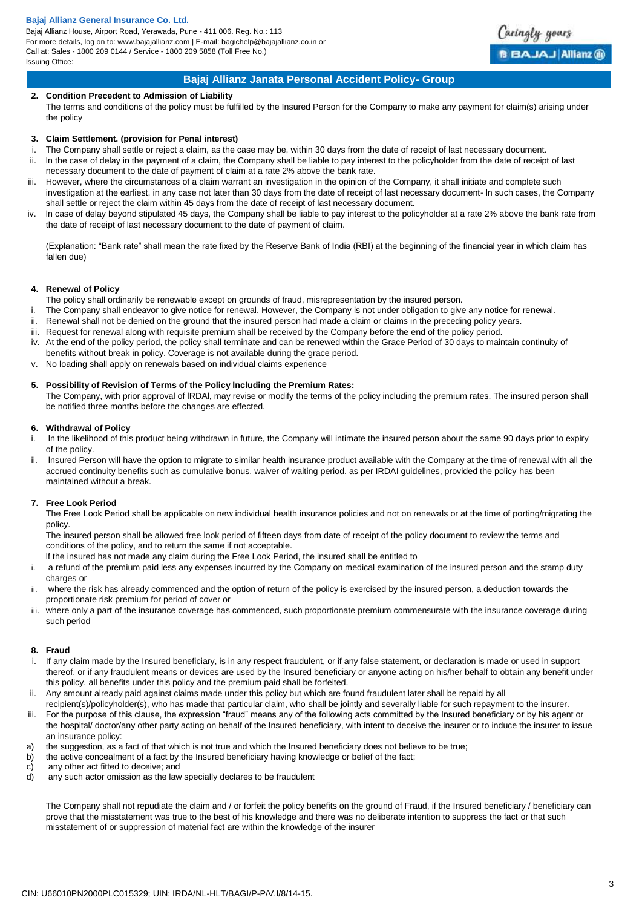## Bajaj Allianz Janata Personal Accident Policy- Group

**2. Condition Precedent to Admission of Liability**

The terms and conditions of the policy must be fulfilled by the Insured Person for the Company to make any payment for claim(s) arising under the policy

**3. Claim Settlement. (provision for Penal interest)**

i. The Company shall settle or reject a claim, as the case may be, within 30 days from the date of receipt of last necessary document.

ii. In the case of delay in the payment of a claim, the Company shall be liable to pay interest to the policyholder from the date of receipt of last necessary document to the date of payment of claim at a rate 2% above the bank rate.

iii. However, where the circumstances of a claim warrant an investigation in the opinion of the Company, it shall initiate and complete such investigation at the earliest, in any case not later than 30 days from the date of receipt of last necessary document- In such cases, the Company shall settle or reject the claim within 45 days from the date of receipt of last necessary document.

iv. In case of delay beyond stipulated 45 days, the Company shall be liable to pay interest to the policyholder at a rate 2% above the bank rate from the date of receipt of last necessary document to the date of payment of claim.

(Explanation: "Bank rate" shall mean the rate fixed by the Reserve Bank of India (RBI) at the beginning of the financial year in which claim has fallen due)

**4. Renewal of Policy**

The policy shall ordinarily be renewable except on grounds of fraud, misrepresentation by the insured person.

i. The Company shall endeavor to give notice for renewal. However, the Company is not under obligation to give any notice for renewal.

ii. Renewal shall not be denied on the ground that the insured person had made a claim or claims in the preceding policy years.

iii. Request for renewal along with requisite premium shall be received by the Company before the end of the policy period.

iv. At the end of the policy period, the policy shall terminate and can be renewed within the Grace Period of 30 days to maintain continuity of benefits without break in policy. Coverage is not available during the grace period.

v. No loading shall apply on renewals based on individual claims experience

**5. Possibility of Revision of Terms of the Policy Including the Premium Rates:**

The Company, with prior approval of IRDAI, may revise or modify the terms of the policy including the premium rates. The insured person shall be notified three months before the changes are effected.

**6. Withdrawal of Policy**

i. In the likelihood of this product being withdrawn in future, the Company will intimate the insured person about the same 90 days prior to expiry of the policy.

ii. Insured Person will have the option to migrate to similar health insurance product available with the Company at the time of renewal with all the accrued continuity benefits such as cumulative bonus, waiver of waiting period. as per IRDAI guidelines, provided the policy has been maintained without a break.

**7. Free Look Period**

The Free Look Period shall be applicable on new individual health insurance policies and not on renewals or at the time of porting/migrating the policy.

The insured person shall be allowed free look period of fifteen days from date of receipt of the policy document to review the terms and conditions of the policy, and to return the same if not acceptable.

If the insured has not made any claim during the Free Look Period, the insured shall be entitled to

i. a refund of the premium paid less any expenses incurred by the Company on medical examination of the insured person and the stamp duty charges or

ii. where the risk has already commenced and the option of return of the policy is exercised by the insured person, a deduction towards the proportionate risk premium for period of cover or

iii. where only a part of the insurance coverage has commenced, such proportionate premium commensurate with the insurance coverage during such period

**8. Fraud**

i. If any claim made by the Insured beneficiary, is in any respect fraudulent, or if any false statement, or declaration is made or used in support thereof, or if any fraudulent means or devices are used by the Insured beneficiary or anyone acting on his/her behalf to obtain any benefit under this policy, all benefits under this policy and the premium paid shall be forfeited.

ii. Any amount already paid against claims made under this policy but which are found fraudulent later shall be repaid by all recipient(s)/policyholder(s), who has made that particular claim, who shall be jointly and severally liable for such repayment to the insurer.

iii. For the purpose of this clause, the expression "fraud" means any of the following acts committed by the Insured beneficiary or by his agent or the hospital/ doctor/any other party acting on behalf of the Insured beneficiary, with intent to deceive the insurer or to induce the insurer to issue an insurance policy:

a) the suggestion, as a fact of that which is not true and which the Insured beneficiary does not believe to be true;

b) the active concealment of a fact by the Insured beneficiary having knowledge or belief of the fact;

c) any other act fitted to deceive; and

d) any such actor omission as the law specially declares to be fraudulent

The Company shall not repudiate the claim and / or forfeit the policy benefits on the ground of Fraud, if the Insured beneficiary / beneficiary can prove that the misstatement was true to the best of his knowledge and there was no deliberate intention to suppress the fact or that such misstatement of or suppression of material fact are within the knowledge of the insurer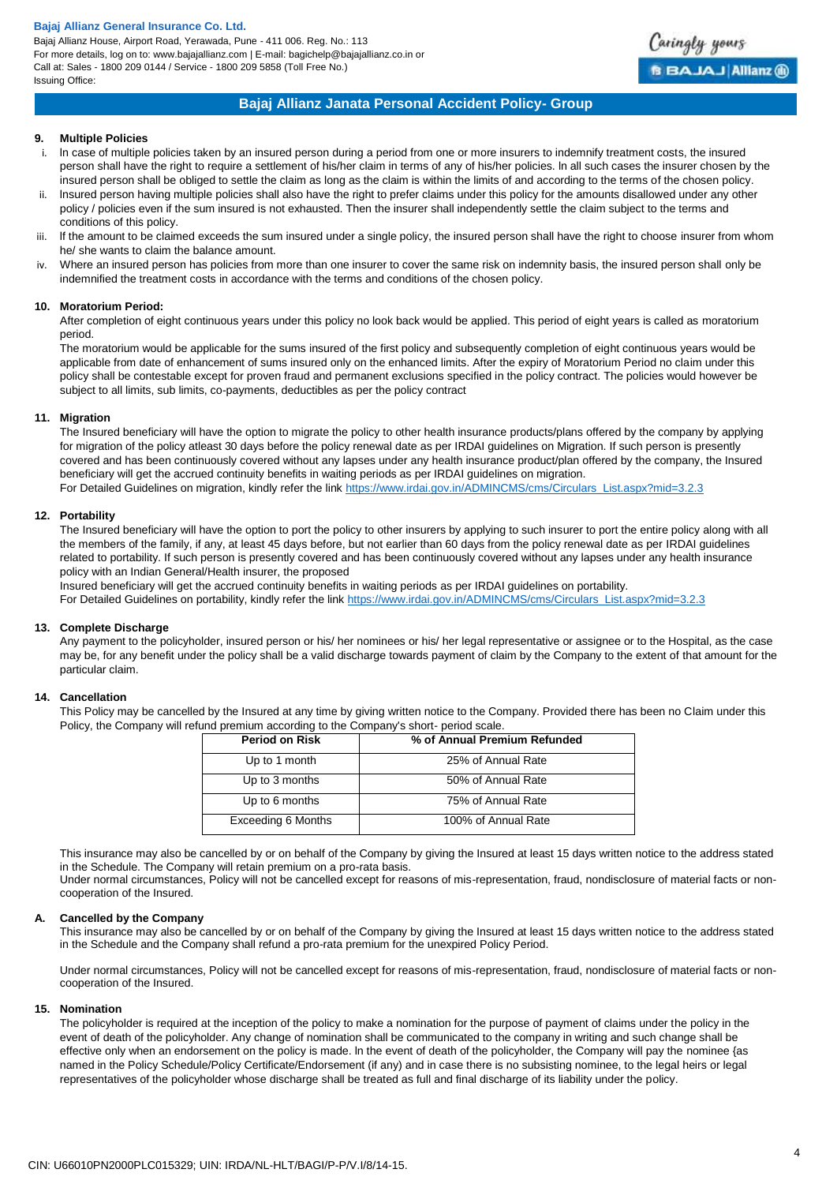## 9. Multiple Policies

i. In case of multiple policies taken by an insured person during a period from one or more insurers to indemnify treatment costs, the insured person shall have the right to require a settlement of his/her claim in terms of any of his/her policies. In all such cases the insurer chosen by the insured person shall be obliged to settle the claim as long as the claim is within the limits of and according to the terms of the chosen policy.

ii. Insured person having multiple policies shall also have the right to prefer claims under this policy for the amounts disallowed under any other policy / policies even if the sum insured is not exhausted. Then the insurer shall independently settle the claim subject to the terms and conditions of this policy.

iii. If the amount to be claimed exceeds the sum insured under a single policy, the insured person shall have the right to choose insurer from whom he/ she wants to claim the balance amount.

iv. Where an insured person has policies from more than one insurer to cover the same risk on indemnity basis, the insured person shall only be indemnified the treatment costs in accordance with the terms and conditions of the chosen policy.

## 10. Moratorium Period:

After completion of eight continuous years under this policy no look back would be applied. This period of eight years is called as moratorium period.

The moratorium would be applicable for the sums insured of the first policy and subsequently completion of eight continuous years would be applicable from date of enhancement of sums insured only on the enhanced limits. After the expiry of Moratorium Period no claim under this policy shall be contestable except for proven fraud and permanent exclusions specified in the policy contract. The policies would however be subject to all limits, sub limits, co-payments, deductibles as per the policy contract

## 11. Migration

The Insured beneficiary will have the option to migrate the policy to other health insurance products/plans offered by the company by applying for migration of the policy atleast 30 days before the policy renewal date as per IRDAI guidelines on Migration. If such person is presently covered and has been continuously covered without any lapses under any health insurance product/plan offered by the company, the Insured beneficiary will get the accrued continuity benefits in waiting periods as per IRDAI guidelines on migration.

For Detailed Guidelines on migration, kindly refer the link https://www.irdai.gov.in/ADMINCMS/cms/Circulars_List.aspx?mid=3.2.3

## 12. Portability

The Insured beneficiary will have the option to port the policy to other insurers by applying to such insurer to port the entire policy along with all the members of the family, if any, at least 45 days before, but not earlier than 60 days from the policy renewal date as per IRDAI guidelines related to portability. If such person is presently covered and has been continuously covered without any lapses under any health insurance policy with an Indian General/Health insurer, the proposed

Insured beneficiary will get the accrued continuity benefits in waiting periods as per IRDAI guidelines on portability.

For Detailed Guidelines on portability, kindly refer the link https://www.irdai.gov.in/ADMINCMS/cms/Circulars_List.aspx?mid=3.2.3

## 13. Complete Discharge

Any payment to the policyholder, insured person or his/ her nominees or his/ her legal representative or assignee or to the Hospital, as the case may be, for any benefit under the policy shall be a valid discharge towards payment of claim by the Company to the extent of that amount for the particular claim.

## 14. Cancellation

This Policy may be cancelled by the Insured at any time by giving written notice to the Company. Provided there has been no Claim under this Policy, the Company will refund premium according to the Company's short- period scale.

| Period on Risk | % of Annual Premium Refunded |
|---|---|
| Up to 1 month | 25% of Annual Rate |
| Up to 3 months | 50% of Annual Rate |
| Up to 6 months | 75% of Annual Rate |
| Exceeding 6 Months | 100% of Annual Rate |

This insurance may also be cancelled by or on behalf of the Company by giving the Insured at least 15 days written notice to the address stated in the Schedule. The Company will retain premium on a pro-rata basis.

Under normal circumstances, Policy will not be cancelled except for reasons of mis-representation, fraud, nondisclosure of material facts or non-cooperation of the Insured.

### A. Cancelled by the Company

This insurance may also be cancelled by or on behalf of the Company by giving the Insured at least 15 days written notice to the address stated in the Schedule and the Company shall refund a pro-rata premium for the unexpired Policy Period.

Under normal circumstances, Policy will not be cancelled except for reasons of mis-representation, fraud, nondisclosure of material facts or non-cooperation of the Insured.

## 15. Nomination

The policyholder is required at the inception of the policy to make a nomination for the purpose of payment of claims under the policy in the event of death of the policyholder. Any change of nomination shall be communicated to the company in writing and such change shall be effective only when an endorsement on the policy is made. In the event of death of the policyholder, the Company will pay the nominee {as named in the Policy Schedule/Policy Certificate/Endorsement (if any) and in case there is no subsisting nominee, to the legal heirs or legal representatives of the policyholder whose discharge shall be treated as full and final discharge of its liability under the policy.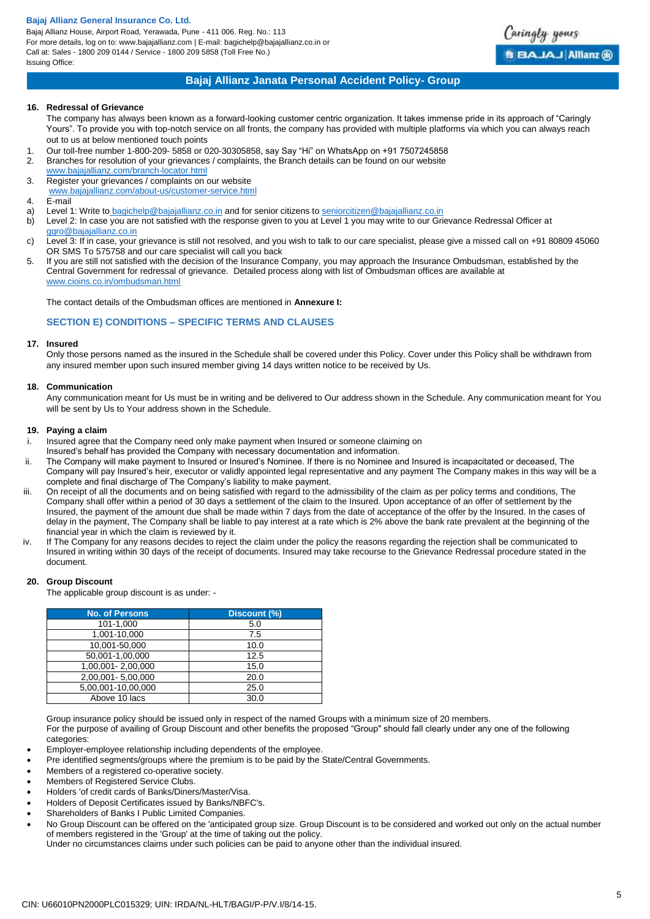### 16. Redressal of Grievance

The company has always been known as a forward-looking customer centric organization. It takes immense pride in its approach of "Caringly Yours". To provide you with top-notch service on all fronts, the company has provided with multiple platforms via which you can always reach out to us at below mentioned touch points

1. Our toll-free number 1-800-209- 5858 or 020-30305858, say Say "Hi" on WhatsApp on +91 7507245858
2. Branches for resolution of your grievances / complaints, the Branch details can be found on our website www.bajajallianz.com/branch-locator.html
3. Register your grievances / complaints on our website www.bajajallianz.com/about-us/customer-service.html
4. E-mail
   a) Level 1: Write to bagichelp@bajajallianz.co.in and for senior citizens to seniorcitizen@bajajallianz.co.in
   b) Level 2: In case you are not satisfied with the response given to you at Level 1 you may write to our Grievance Redressal Officer at ggro@bajajallianz.co.in
   c) Level 3: If in case, your grievance is still not resolved, and you wish to talk to our care specialist, please give a missed call on +91 80809 45060 OR SMS To 575758 and our care specialist will call you back
5. If you are still not satisfied with the decision of the Insurance Company, you may approach the Insurance Ombudsman, established by the Central Government for redressal of grievance. Detailed process along with list of Ombudsman offices are available at www.cioins.co.in/ombudsman.html

The contact details of the Ombudsman offices are mentioned in **Annexure I:**

## SECTION E) CONDITIONS – SPECIFIC TERMS AND CLAUSES

### 17. Insured

Only those persons named as the insured in the Schedule shall be covered under this Policy. Cover under this Policy shall be withdrawn from any insured member upon such insured member giving 14 days written notice to be received by Us.

### 18. Communication

Any communication meant for Us must be in writing and be delivered to Our address shown in the Schedule. Any communication meant for You will be sent by Us to Your address shown in the Schedule.

### 19. Paying a claim

i. Insured agree that the Company need only make payment when Insured or someone claiming on Insured's behalf has provided the Company with necessary documentation and information.

ii. The Company will make payment to Insured or Insured's Nominee. If there is no Nominee and Insured is incapacitated or deceased, The Company will pay Insured's heir, executor or validly appointed legal representative and any payment The Company makes in this way will be a complete and final discharge of The Company's liability to make payment.

iii. On receipt of all the documents and on being satisfied with regard to the admissibility of the claim as per policy terms and conditions, The Company shall offer within a period of 30 days a settlement of the claim to the Insured. Upon acceptance of an offer of settlement by the Insured, the payment of the amount due shall be made within 7 days from the date of acceptance of the offer by the Insured. In the cases of delay in the payment, The Company shall be liable to pay interest at a rate which is 2% above the bank rate prevalent at the beginning of the financial year in which the claim is reviewed by it.

iv. If The Company for any reasons decides to reject the claim under the policy the reasons regarding the rejection shall be communicated to Insured in writing within 30 days of the receipt of documents. Insured may take recourse to the Grievance Redressal procedure stated in the document.

### 20. Group Discount

The applicable group discount is as under: -

| No. of Persons | Discount (%) |
|---|---|
| 101-1,000 | 5.0 |
| 1,001-10,000 | 7.5 |
| 10,001-50,000 | 10.0 |
| 50,001-1,00,000 | 12.5 |
| 1,00,001- 2,00,000 | 15.0 |
| 2,00,001- 5,00,000 | 20.0 |
| 5,00,001-10,00,000 | 25.0 |
| Above 10 lacs | 30.0 |

Group insurance policy should be issued only in respect of the named Groups with a minimum size of 20 members.
For the purpose of availing of Group Discount and other benefits the proposed "Group" should fall clearly under any one of the following categories:

- Employer-employee relationship including dependents of the employee.
- Pre identified segments/groups where the premium is to be paid by the State/Central Governments.
- Members of a registered co-operative society.
- Members of Registered Service Clubs.
- Holders 'of credit cards of Banks/Diners/Master/Visa.
- Holders of Deposit Certificates issued by Banks/NBFC's.
- Shareholders of Banks I Public Limited Companies.
- No Group Discount can be offered on the 'anticipated group size. Group Discount is to be considered and worked out only on the actual number of members registered in the 'Group' at the time of taking out the policy.
  Under no circumstances claims under such policies can be paid to anyone other than the individual insured.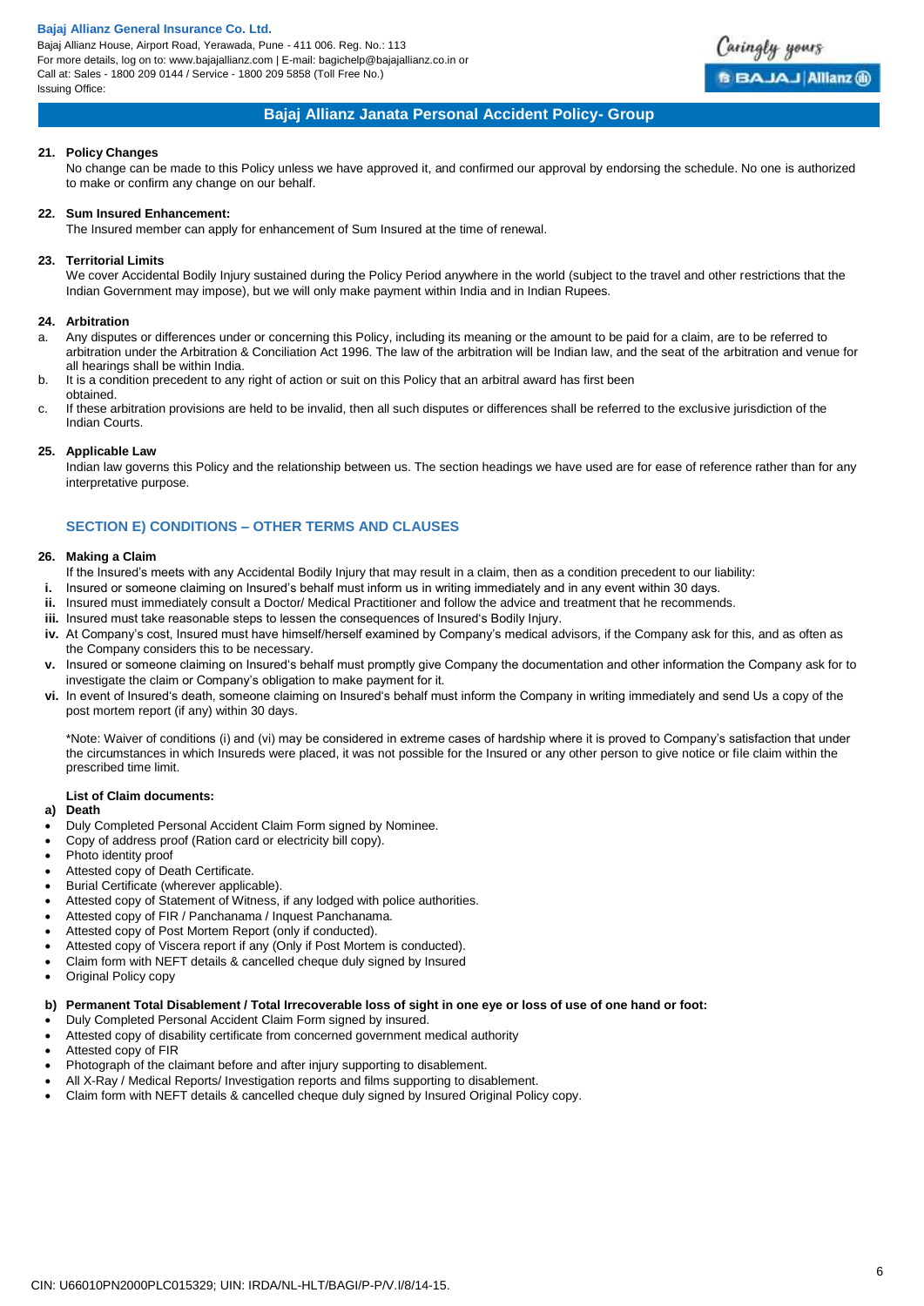### 21. Policy Changes

No change can be made to this Policy unless we have approved it, and confirmed our approval by endorsing the schedule. No one is authorized to make or confirm any change on our behalf.

### 22. Sum Insured Enhancement:

The Insured member can apply for enhancement of Sum Insured at the time of renewal.

### 23. Territorial Limits

We cover Accidental Bodily Injury sustained during the Policy Period anywhere in the world (subject to the travel and other restrictions that the Indian Government may impose), but we will only make payment within India and in Indian Rupees.

### 24. Arbitration

a. Any disputes or differences under or concerning this Policy, including its meaning or the amount to be paid for a claim, are to be referred to arbitration under the Arbitration & Conciliation Act 1996. The law of the arbitration will be Indian law, and the seat of the arbitration and venue for all hearings shall be within India.

b. It is a condition precedent to any right of action or suit on this Policy that an arbitral award has first been obtained.

c. If these arbitration provisions are held to be invalid, then all such disputes or differences shall be referred to the exclusive jurisdiction of the Indian Courts.

### 25. Applicable Law

Indian law governs this Policy and the relationship between us. The section headings we have used are for ease of reference rather than for any interpretative purpose.

## SECTION E) CONDITIONS – OTHER TERMS AND CLAUSES

### 26. Making a Claim

If the Insured's meets with any Accidental Bodily Injury that may result in a claim, then as a condition precedent to our liability:

i. Insured or someone claiming on Insured's behalf must inform us in writing immediately and in any event within 30 days.
ii. Insured must immediately consult a Doctor/ Medical Practitioner and follow the advice and treatment that he recommends.
iii. Insured must take reasonable steps to lessen the consequences of Insured's Bodily Injury.
iv. At Company's cost, Insured must have himself/herself examined by Company's medical advisors, if the Company ask for this, and as often as the Company considers this to be necessary.
v. Insured or someone claiming on Insured's behalf must promptly give Company the documentation and other information the Company ask for to investigate the claim or Company's obligation to make payment for it.
vi. In event of Insured's death, someone claiming on Insured's behalf must inform the Company in writing immediately and send Us a copy of the post mortem report (if any) within 30 days.

*Note: Waiver of conditions (i) and (vi) may be considered in extreme cases of hardship where it is proved to Company's satisfaction that under the circumstances in which Insureds were placed, it was not possible for the Insured or any other person to give notice or file claim within the prescribed time limit.

**List of Claim documents:**

**a) Death**

- Duly Completed Personal Accident Claim Form signed by Nominee.
- Copy of address proof (Ration card or electricity bill copy).
- Photo identity proof
- Attested copy of Death Certificate.
- Burial Certificate (wherever applicable).
- Attested copy of Statement of Witness, if any lodged with police authorities.
- Attested copy of FIR / Panchanama / Inquest Panchanama.
- Attested copy of Post Mortem Report (only if conducted).
- Attested copy of Viscera report if any (Only if Post Mortem is conducted).
- Claim form with NEFT details & cancelled cheque duly signed by Insured
- Original Policy copy

**b) Permanent Total Disablement / Total Irrecoverable loss of sight in one eye or loss of use of one hand or foot:**

- Duly Completed Personal Accident Claim Form signed by insured.
- Attested copy of disability certificate from concerned government medical authority
- Attested copy of FIR
- Photograph of the claimant before and after injury supporting to disablement.
- All X-Ray / Medical Reports/ Investigation reports and films supporting to disablement.
- Claim form with NEFT details & cancelled cheque duly signed by Insured Original Policy copy.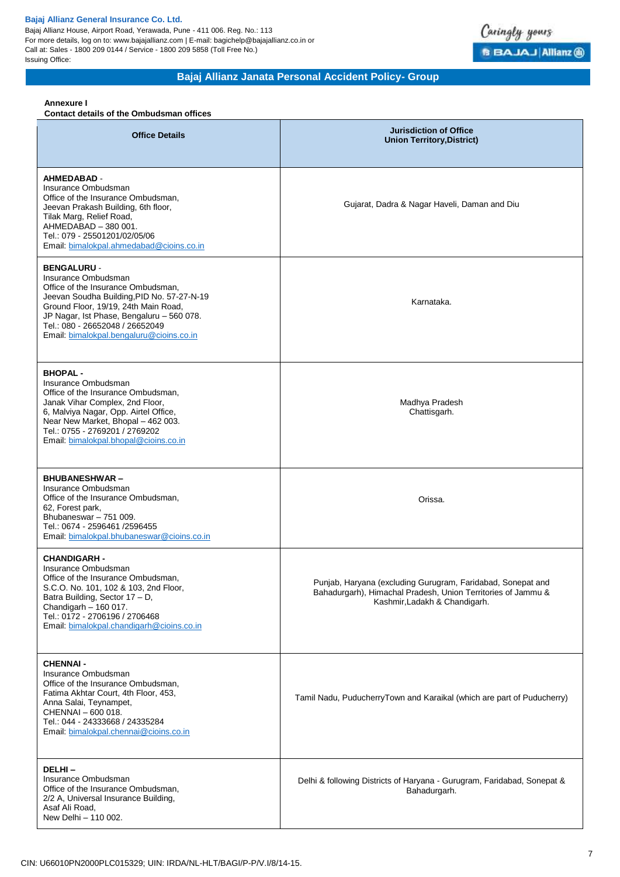**Bajaj Allianz General Insurance Co. Ltd.**
Bajaj Allianz House, Airport Road, Yerawada, Pune - 411 006. Reg. No.: 113
For more details, log on to: www.bajajallianz.com | E-mail: bagichelp@bajajallianz.co.in or
Call at: Sales - 1800 209 0144 / Service - 1800 209 5858 (Toll Free No.)
Issuing Office:

## Bajaj Allianz Janata Personal Accident Policy- Group

**Annexure I**
**Contact details of the Ombudsman offices**

| Office Details | Jurisdiction of Office Union Territory,District) |
|---|---|
| **AHMEDABAD** - Insurance Ombudsman Office of the Insurance Ombudsman, Jeevan Prakash Building, 6th floor, Tilak Marg, Relief Road, AHMEDABAD – 380 001. Tel.: 079 - 25501201/02/05/06 Email: bimalokpal.ahmedabad@cioins.co.in | Gujarat, Dadra & Nagar Haveli, Daman and Diu |
| **BENGALURU** - Insurance Ombudsman Office of the Insurance Ombudsman, Jeevan Soudha Building,PID No. 57-27-N-19 Ground Floor, 19/19, 24th Main Road, JP Nagar, Ist Phase, Bengaluru – 560 078. Tel.: 080 - 26652048 / 26652049 Email: bimalokpal.bengaluru@cioins.co.in | Karnataka. |
| **BHOPAL** - Insurance Ombudsman Office of the Insurance Ombudsman, Janak Vihar Complex, 2nd Floor, 6, Malviya Nagar, Opp. Airtel Office, Near New Market, Bhopal – 462 003. Tel.: 0755 - 2769201 / 2769202 Email: bimalokpal.bhopal@cioins.co.in | Madhya Pradesh Chattisgarh. |
| **BHUBANESHWAR** – Insurance Ombudsman Office of the Insurance Ombudsman, 62, Forest park, Bhubaneswar – 751 009. Tel.: 0674 - 2596461 /2596455 Email: bimalokpal.bhubaneswar@cioins.co.in | Orissa. |
| **CHANDIGARH** - Insurance Ombudsman Office of the Insurance Ombudsman, S.C.O. No. 101, 102 & 103, 2nd Floor, Batra Building, Sector 17 – D, Chandigarh – 160 017. Tel.: 0172 - 2706196 / 2706468 Email: bimalokpal.chandigarh@cioins.co.in | Punjab, Haryana (excluding Gurugram, Faridabad, Sonepat and Bahadurgarh), Himachal Pradesh, Union Territories of Jammu & Kashmir,Ladakh & Chandigarh. |
| **CHENNAI** - Insurance Ombudsman Office of the Insurance Ombudsman, Fatima Akhtar Court, 4th Floor, 453, Anna Salai, Teynampet, CHENNAI – 600 018. Tel.: 044 - 24333668 / 24335284 Email: bimalokpal.chennai@cioins.co.in | Tamil Nadu, PuducherryTown and Karaikal (which are part of Puducherry) |
| **DELHI** – Insurance Ombudsman Office of the Insurance Ombudsman, 2/2 A, Universal Insurance Building, Asaf Ali Road, New Delhi – 110 002. | Delhi & following Districts of Haryana - Gurugram, Faridabad, Sonepat & Bahadurgarh. |

CIN: U66010PN2000PLC015329; UIN: IRDA/NL-HLT/BAGI/P-P/V.I/8/14-15.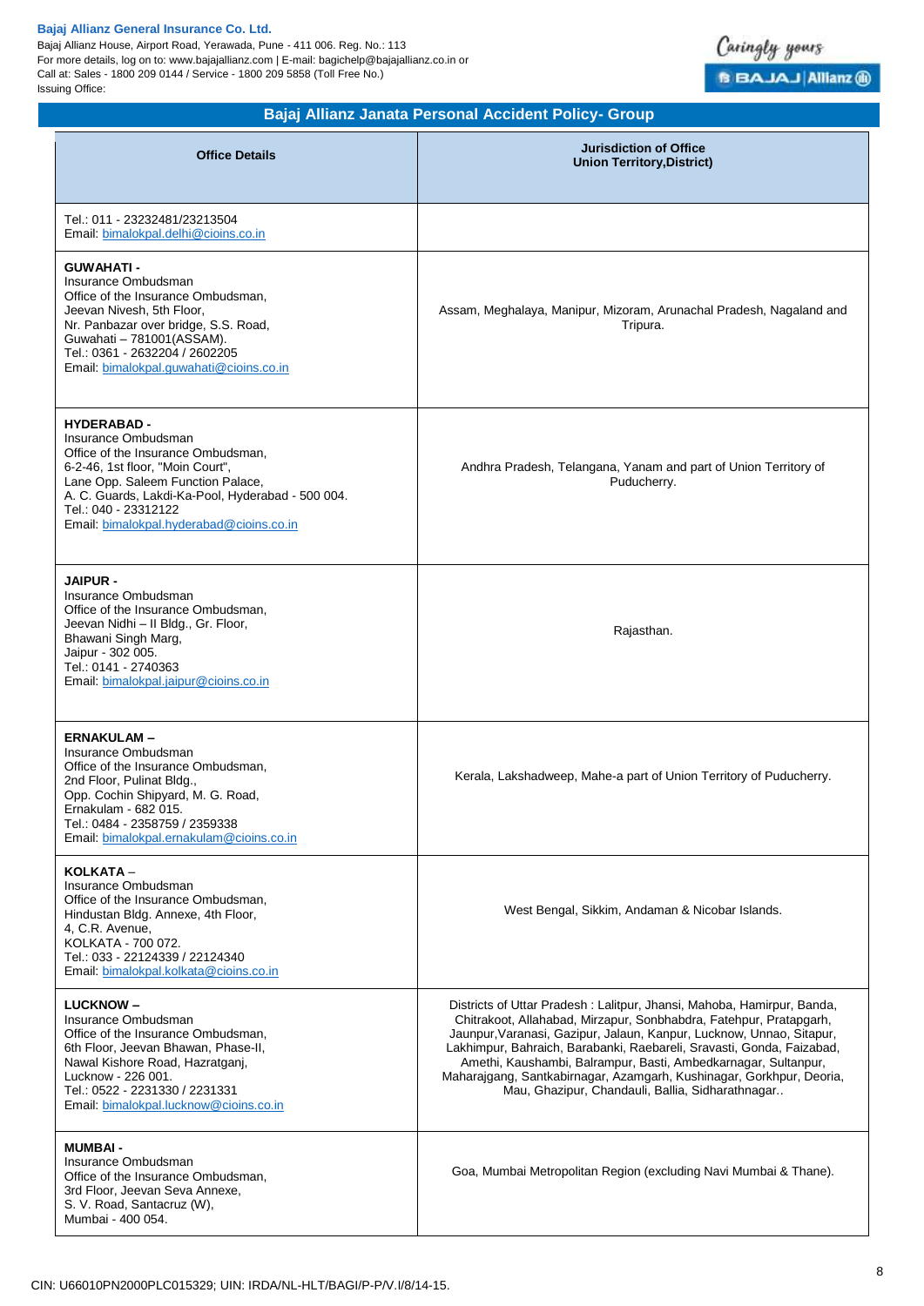## Bajaj Allianz Janata Personal Accident Policy- Group

| Office Details | Jurisdiction of Office Union Territory,District) |
|---|---|
| Tel.: 011 - 23232481/23213504<br>Email: bimalokpal.delhi@cioins.co.in | |
| **GUWAHATI -**<br>Insurance Ombudsman<br>Office of the Insurance Ombudsman,<br>Jeevan Nivesh, 5th Floor,<br>Nr. Panbazar over bridge, S.S. Road,<br>Guwahati – 781001(ASSAM).<br>Tel.: 0361 - 2632204 / 2602205<br>Email: bimalokpal.guwahati@cioins.co.in | Assam, Meghalaya, Manipur, Mizoram, Arunachal Pradesh, Nagaland and Tripura. |
| **HYDERABAD -**<br>Insurance Ombudsman<br>Office of the Insurance Ombudsman,<br>6-2-46, 1st floor, "Moin Court",<br>Lane Opp. Saleem Function Palace,<br>A. C. Guards, Lakdi-Ka-Pool, Hyderabad - 500 004.<br>Tel.: 040 - 23312122<br>Email: bimalokpal.hyderabad@cioins.co.in | Andhra Pradesh, Telangana, Yanam and part of Union Territory of Puducherry. |
| **JAIPUR -**<br>Insurance Ombudsman<br>Office of the Insurance Ombudsman,<br>Jeevan Nidhi – II Bldg., Gr. Floor,<br>Bhawani Singh Marg,<br>Jaipur - 302 005.<br>Tel.: 0141 - 2740363<br>Email: bimalokpal.jaipur@cioins.co.in | Rajasthan. |
| **ERNAKULAM –**<br>Insurance Ombudsman<br>Office of the Insurance Ombudsman,<br>2nd Floor, Pulinat Bldg.,<br>Opp. Cochin Shipyard, M. G. Road,<br>Ernakulam - 682 015.<br>Tel.: 0484 - 2358759 / 2359338<br>Email: bimalokpal.ernakulam@cioins.co.in | Kerala, Lakshadweep, Mahe-a part of Union Territory of Puducherry. |
| **KOLKATA –**<br>Insurance Ombudsman<br>Office of the Insurance Ombudsman,<br>Hindustan Bldg. Annexe, 4th Floor,<br>4, C.R. Avenue,<br>KOLKATA - 700 072.<br>Tel.: 033 - 22124339 / 22124340<br>Email: bimalokpal.kolkata@cioins.co.in | West Bengal, Sikkim, Andaman & Nicobar Islands. |
| **LUCKNOW –**<br>Insurance Ombudsman<br>Office of the Insurance Ombudsman,<br>6th Floor, Jeevan Bhawan, Phase-II,<br>Nawal Kishore Road, Hazratganj,<br>Lucknow - 226 001.<br>Tel.: 0522 - 2231330 / 2231331<br>Email: bimalokpal.lucknow@cioins.co.in | Districts of Uttar Pradesh : Lalitpur, Jhansi, Mahoba, Hamirpur, Banda, Chitrakoot, Allahabad, Mirzapur, Sonbhabdra, Fatehpur, Pratapgarh, Jaunpur,Varanasi, Gazipur, Jalaun, Kanpur, Lucknow, Unnao, Sitapur, Lakhimpur, Bahraich, Barabanki, Raebareli, Sravasti, Gonda, Faizabad, Amethi, Kaushambi, Balrampur, Basti, Ambedkarnagar, Sultanpur, Maharajgang, Santkabirnagar, Azamgarh, Kushinagar, Gorkhpur, Deoria, Mau, Ghazipur, Chandauli, Ballia, Sidharathnagar.. |
| **MUMBAI -**<br>Insurance Ombudsman<br>Office of the Insurance Ombudsman,<br>3rd Floor, Jeevan Seva Annexe,<br>S. V. Road, Santacruz (W),<br>Mumbai - 400 054. | Goa, Mumbai Metropolitan Region (excluding Navi Mumbai & Thane). |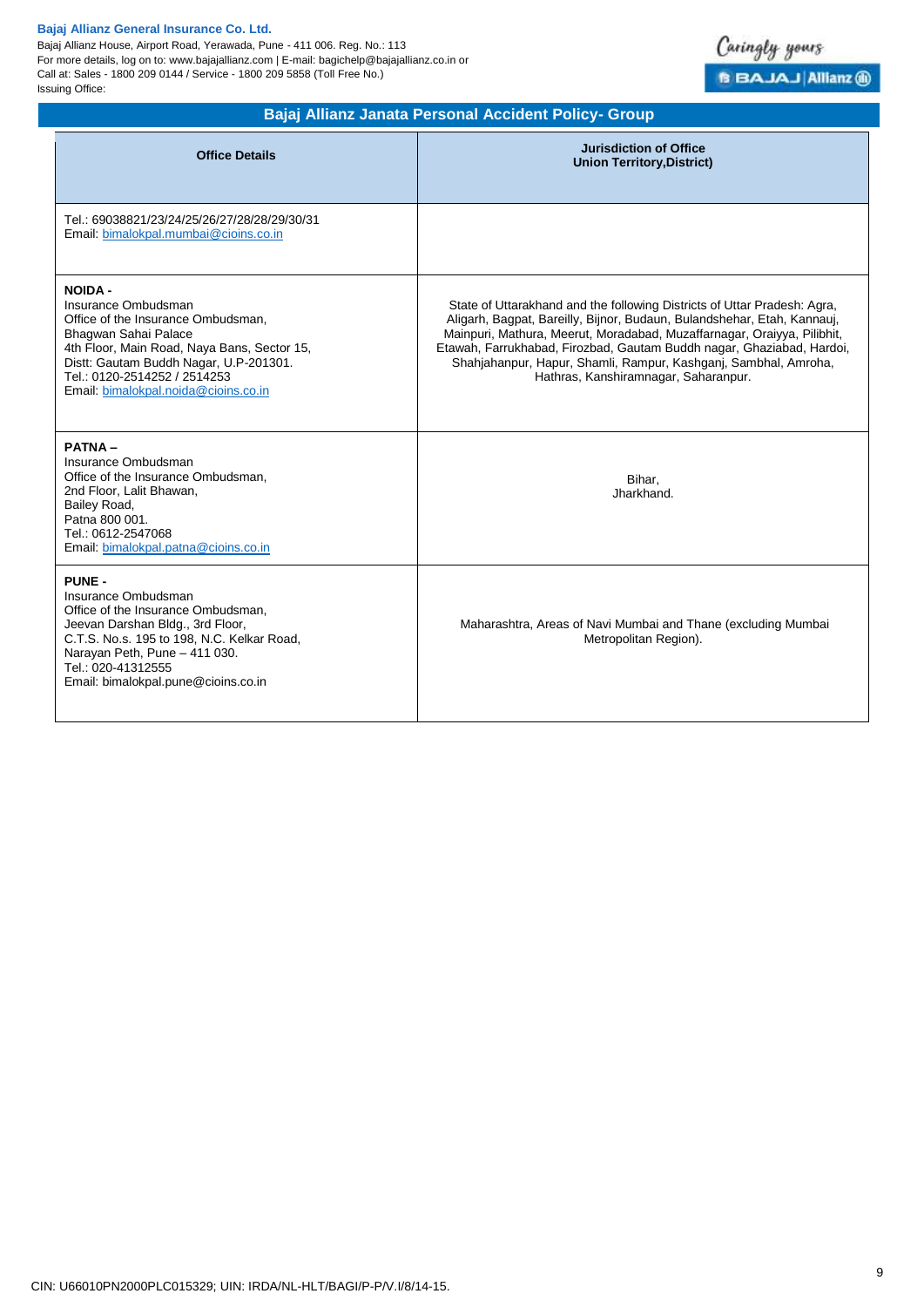## Bajaj Allianz Janata Personal Accident Policy- Group

| Office Details | Jurisdiction of Office Union Territory,District) |
|---|---|
| Tel.: 69038821/23/24/25/26/27/28/28/29/30/31<br>Email: bimalokpal.mumbai@cioins.co.in | |
| **NOIDA -**<br>Insurance Ombudsman<br>Office of the Insurance Ombudsman,<br>Bhagwan Sahai Palace<br>4th Floor, Main Road, Naya Bans, Sector 15,<br>Distt: Gautam Buddh Nagar, U.P-201301.<br>Tel.: 0120-2514252 / 2514253<br>Email: bimalokpal.noida@cioins.co.in | State of Uttarakhand and the following Districts of Uttar Pradesh: Agra, Aligarh, Bagpat, Bareilly, Bijnor, Budaun, Bulandshehar, Etah, Kannauj, Mainpuri, Mathura, Meerut, Moradabad, Muzaffarnagar, Oraiyya, Pilibhit, Etawah, Farrukhabad, Firozbad, Gautam Buddh nagar, Ghaziabad, Hardoi, Shahjahanpur, Hapur, Shamli, Rampur, Kashganj, Sambhal, Amroha, Hathras, Kanshiramnagar, Saharanpur. |
| **PATNA –**<br>Insurance Ombudsman<br>Office of the Insurance Ombudsman,<br>2nd Floor, Lalit Bhawan,<br>Bailey Road,<br>Patna 800 001.<br>Tel.: 0612-2547068<br>Email: bimalokpal.patna@cioins.co.in | Bihar,<br>Jharkhand. |
| **PUNE -**<br>Insurance Ombudsman<br>Office of the Insurance Ombudsman,<br>Jeevan Darshan Bldg., 3rd Floor,<br>C.T.S. No.s. 195 to 198, N.C. Kelkar Road,<br>Narayan Peth, Pune – 411 030.<br>Tel.: 020-41312555<br>Email: bimalokpal.pune@cioins.co.in | Maharashtra, Areas of Navi Mumbai and Thane (excluding Mumbai Metropolitan Region). |